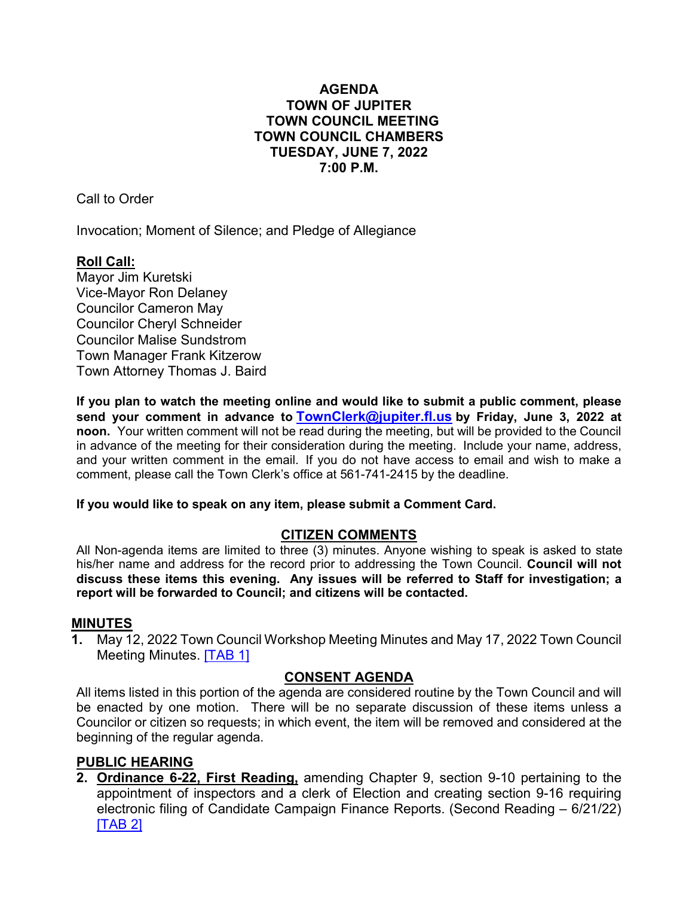# AGENDA
## TOWN OF JUPITER
## TOWN COUNCIL MEETING
## TOWN COUNCIL CHAMBERS
## TUESDAY, JUNE 7, 2022
## 7:00 P.M.

Call to Order

Invocation; Moment of Silence; and Pledge of Allegiance

**Roll Call:**

Mayor Jim Kuretski
Vice-Mayor Ron Delaney
Councilor Cameron May
Councilor Cheryl Schneider
Councilor Malise Sundstrom
Town Manager Frank Kitzerow
Town Attorney Thomas J. Baird

**If you plan to watch the meeting online and would like to submit a public comment, please send your comment in advance to TownClerk@jupiter.fl.us by Friday, June 3, 2022 at noon.** Your written comment will not be read during the meeting, but will be provided to the Council in advance of the meeting for their consideration during the meeting. Include your name, address, and your written comment in the email. If you do not have access to email and wish to make a comment, please call the Town Clerk's office at 561-741-2415 by the deadline.

**If you would like to speak on any item, please submit a Comment Card.**

## CITIZEN COMMENTS

All Non-agenda items are limited to three (3) minutes. Anyone wishing to speak is asked to state his/her name and address for the record prior to addressing the Town Council. **Council will not discuss these items this evening. Any issues will be referred to Staff for investigation; a report will be forwarded to Council; and citizens will be contacted.**

## MINUTES

**1.** May 12, 2022 Town Council Workshop Meeting Minutes and May 17, 2022 Town Council Meeting Minutes. [TAB 1]

## CONSENT AGENDA

All items listed in this portion of the agenda are considered routine by the Town Council and will be enacted by one motion. There will be no separate discussion of these items unless a Councilor or citizen so requests; in which event, the item will be removed and considered at the beginning of the regular agenda.

## PUBLIC HEARING

**2.** **Ordinance 6-22, First Reading,** amending Chapter 9, section 9-10 pertaining to the appointment of inspectors and a clerk of Election and creating section 9-16 requiring electronic filing of Candidate Campaign Finance Reports. (Second Reading – 6/21/22) [TAB 2]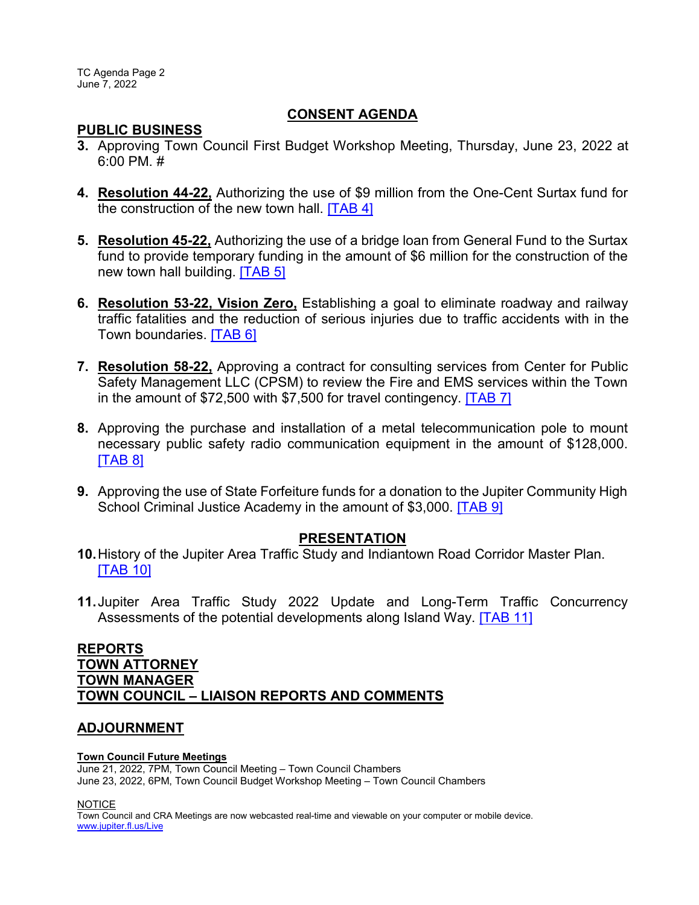## CONSENT AGENDA

**PUBLIC BUSINESS**

3. Approving Town Council First Budget Workshop Meeting, Thursday, June 23, 2022 at 6:00 PM. #

4. **Resolution 44-22,** Authorizing the use of $9 million from the One-Cent Surtax fund for the construction of the new town hall. [TAB 4]

5. **Resolution 45-22,** Authorizing the use of a bridge loan from General Fund to the Surtax fund to provide temporary funding in the amount of $6 million for the construction of the new town hall building. [TAB 5]

6. **Resolution 53-22, Vision Zero,** Establishing a goal to eliminate roadway and railway traffic fatalities and the reduction of serious injuries due to traffic accidents with in the Town boundaries. [TAB 6]

7. **Resolution 58-22,** Approving a contract for consulting services from Center for Public Safety Management LLC (CPSM) to review the Fire and EMS services within the Town in the amount of $72,500 with $7,500 for travel contingency. [TAB 7]

8. Approving the purchase and installation of a metal telecommunication pole to mount necessary public safety radio communication equipment in the amount of $128,000. [TAB 8]

9. Approving the use of State Forfeiture funds for a donation to the Jupiter Community High School Criminal Justice Academy in the amount of $3,000. [TAB 9]

## PRESENTATION

10. History of the Jupiter Area Traffic Study and Indiantown Road Corridor Master Plan. [TAB 10]

11. Jupiter Area Traffic Study 2022 Update and Long-Term Traffic Concurrency Assessments of the potential developments along Island Way. [TAB 11]

**REPORTS**
**TOWN ATTORNEY**
**TOWN MANAGER**
**TOWN COUNCIL – LIAISON REPORTS AND COMMENTS**

**ADJOURNMENT**

**Town Council Future Meetings**
June 21, 2022, 7PM, Town Council Meeting – Town Council Chambers
June 23, 2022, 6PM, Town Council Budget Workshop Meeting – Town Council Chambers

NOTICE
Town Council and CRA Meetings are now webcasted real-time and viewable on your computer or mobile device.
www.jupiter.fl.us/Live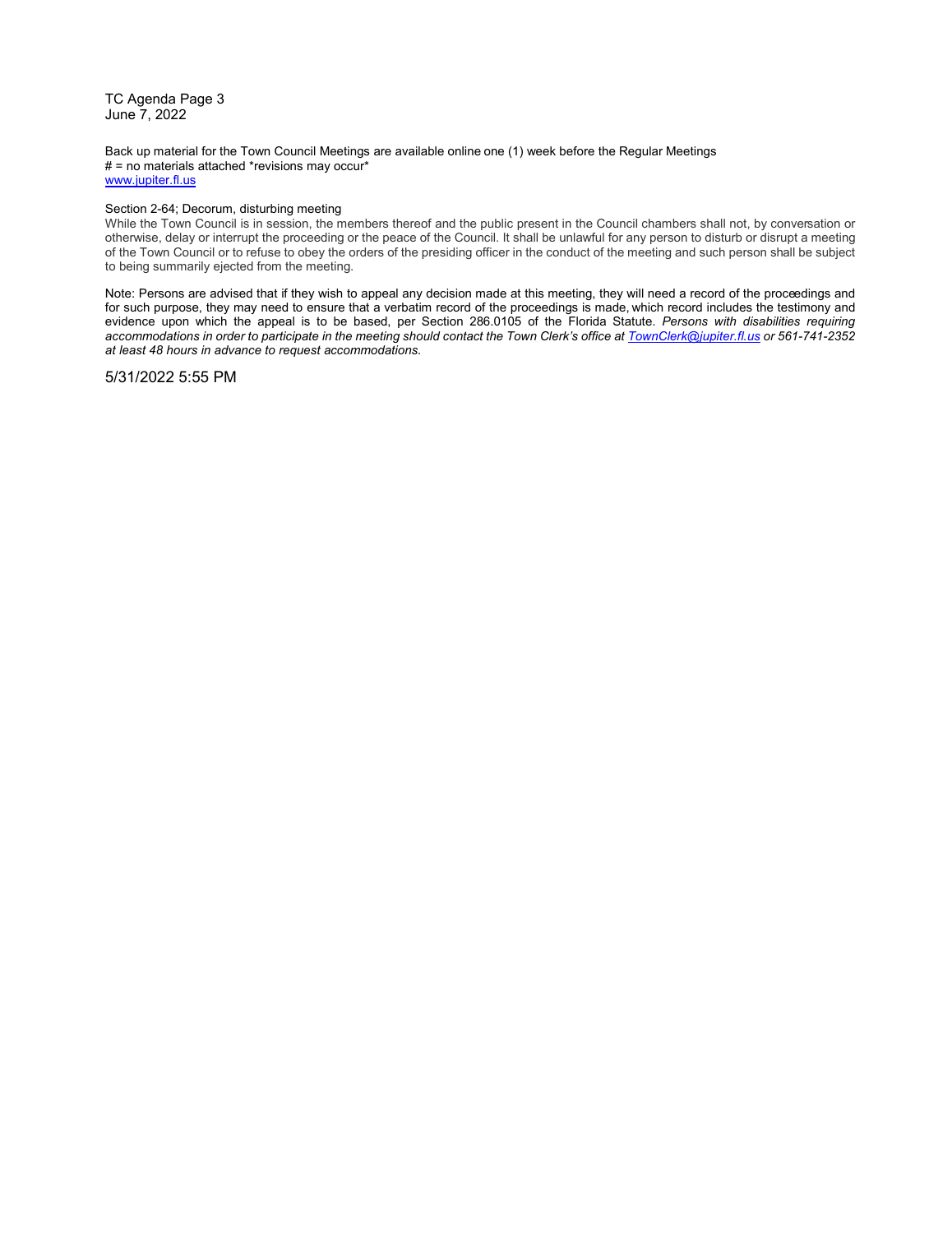Back up material for the Town Council Meetings are available online one (1) week before the Regular Meetings
# = no materials attached *revisions may occur*
www.jupiter.fl.us

Section 2-64; Decorum, disturbing meeting
While the Town Council is in session, the members thereof and the public present in the Council chambers shall not, by conversation or otherwise, delay or interrupt the proceeding or the peace of the Council. It shall be unlawful for any person to disturb or disrupt a meeting of the Town Council or to refuse to obey the orders of the presiding officer in the conduct of the meeting and such person shall be subject to being summarily ejected from the meeting.

Note: Persons are advised that if they wish to appeal any decision made at this meeting, they will need a record of the proceedings and for such purpose, they may need to ensure that a verbatim record of the proceedings is made, which record includes the testimony and evidence upon which the appeal is to be based, per Section 286.0105 of the Florida Statute. *Persons with disabilities requiring accommodations in order to participate in the meeting should contact the Town Clerk's office at TownClerk@jupiter.fl.us or 561-741-2352 at least 48 hours in advance to request accommodations.*

5/31/2022 5:55 PM